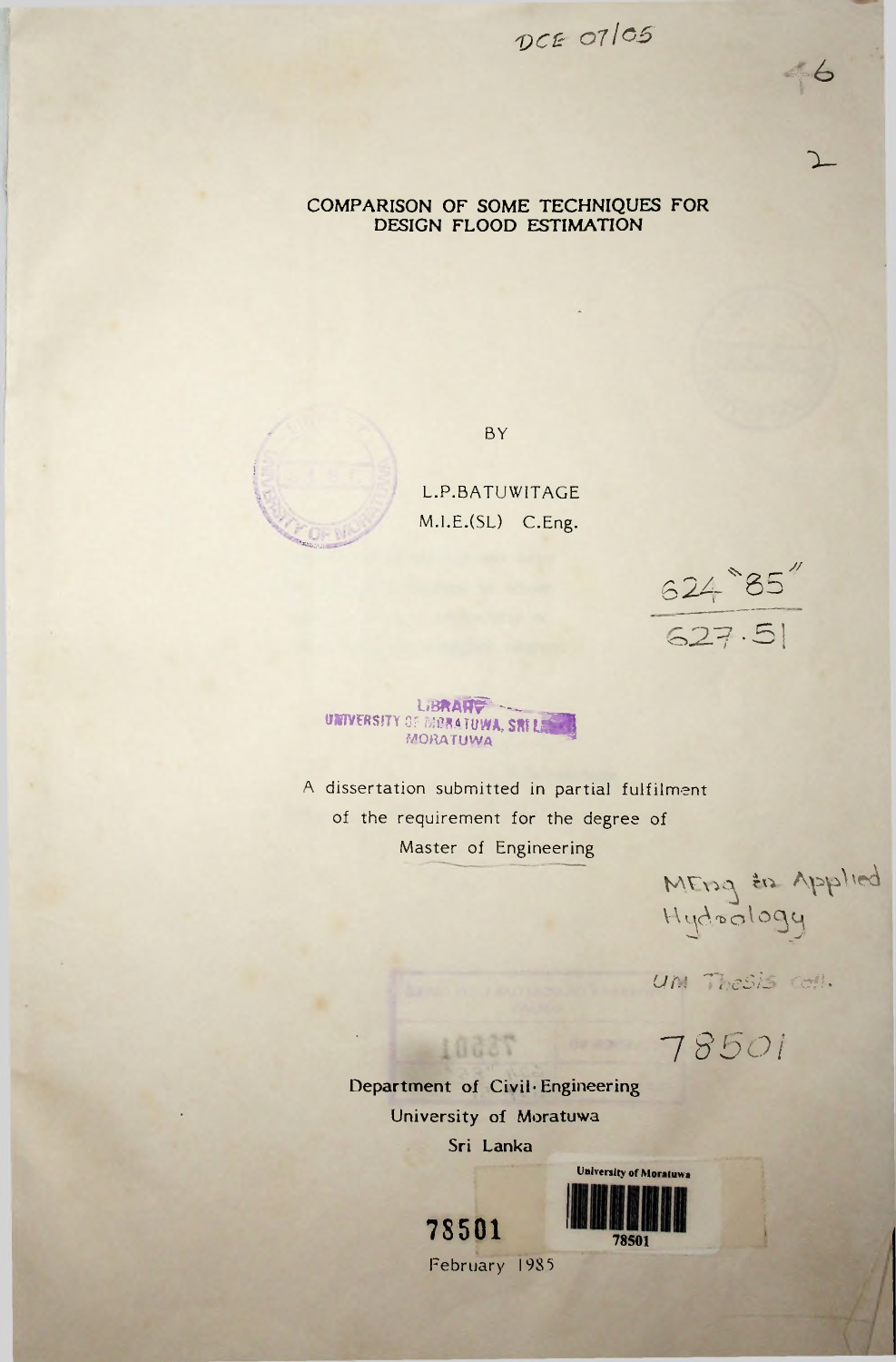# COMPARISON OF SOME TECHNIQUES FOR DESIGN FLOOD ESTIMATION

BY

L.P.BATUWITAGE
M.I.E.(SL) C.Eng.

A dissertation submitted in partial fulfilment of the requirement for the degree of Master of Engineering

Department of Civil Engineering
University of Moratuwa
Sri Lanka

February 1985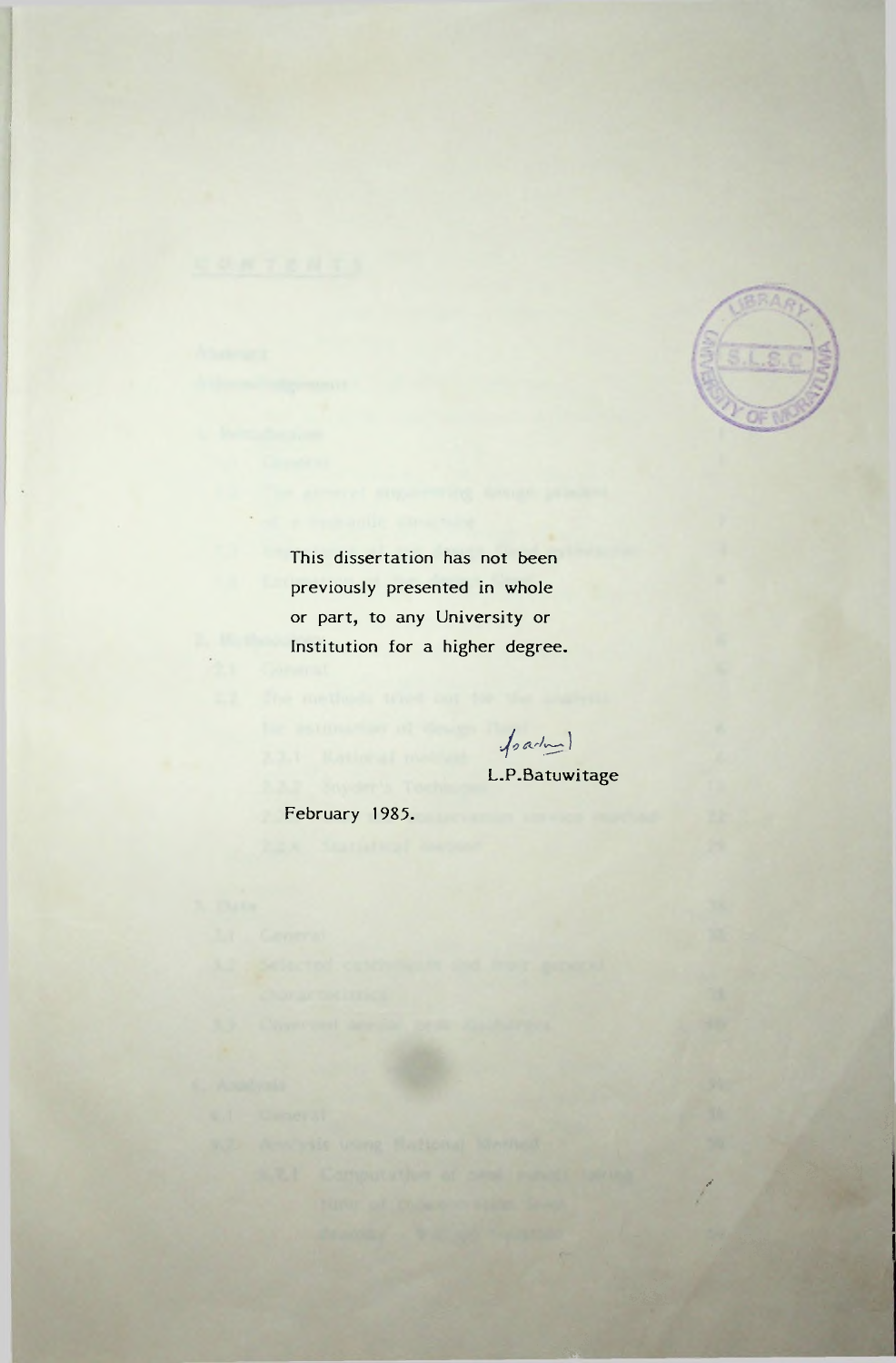This dissertation has not been previously presented in whole or part, to any University or Institution for a higher degree.

L.P.Batuwitage

February 1985.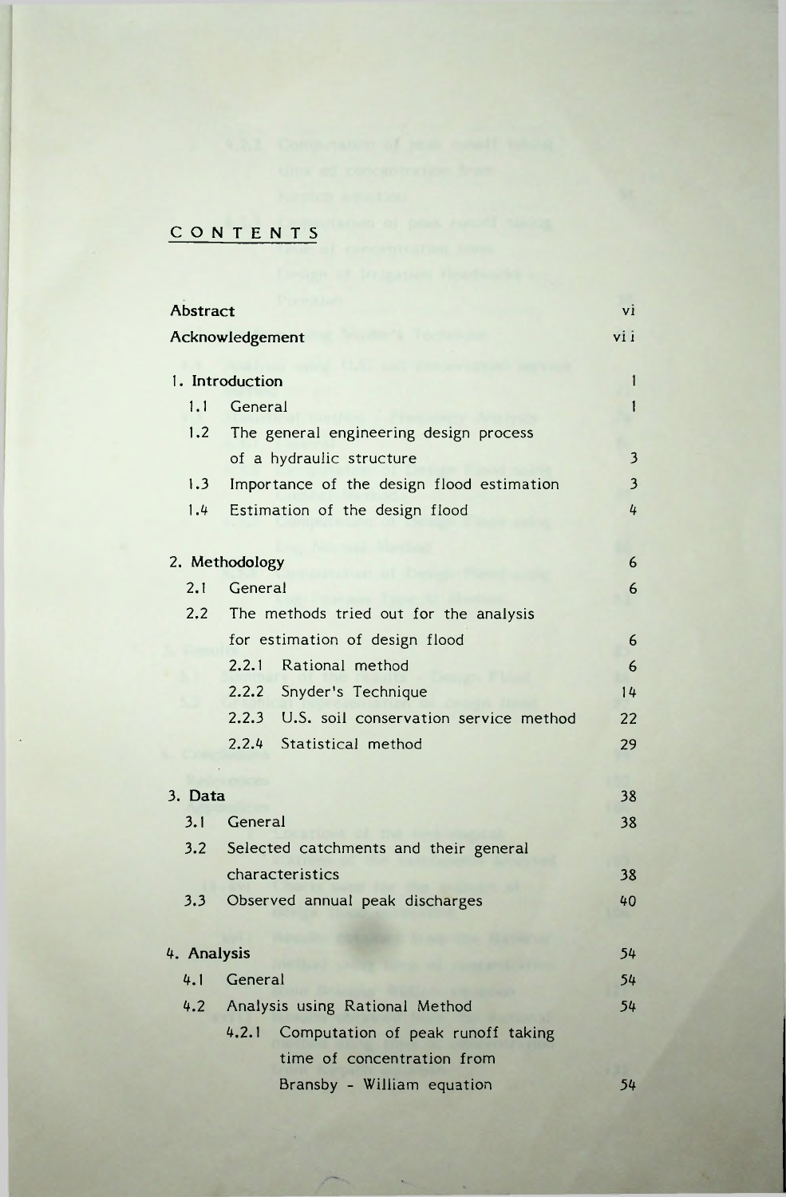## CONTENTS

| | |
|---|---|
| **Abstract** | vi |
| **Acknowledgement** | vii |
| **1. Introduction** | 1 |
| 1.1 General | 1 |
| 1.2 The general engineering design process of a hydraulic structure | 3 |
| 1.3 Importance of the design flood estimation | 3 |
| 1.4 Estimation of the design flood | 4 |
| **2. Methodology** | 6 |
| 2.1 General | 6 |
| 2.2 The methods tried out for the analysis for estimation of design flood | 6 |
| 2.2.1 Rational method | 6 |
| 2.2.2 Snyder's Technique | 14 |
| 2.2.3 U.S. soil conservation service method | 22 |
| 2.2.4 Statistical method | 29 |
| **3. Data** | 38 |
| 3.1 General | 38 |
| 3.2 Selected catchments and their general characteristics | 38 |
| 3.3 Observed annual peak discharges | 40 |
| **4. Analysis** | 54 |
| 4.1 General | 54 |
| 4.2 Analysis using Rational Method | 54 |
| 4.2.1 Computation of peak runoff taking time of concentration from Bransby - William equation | 54 |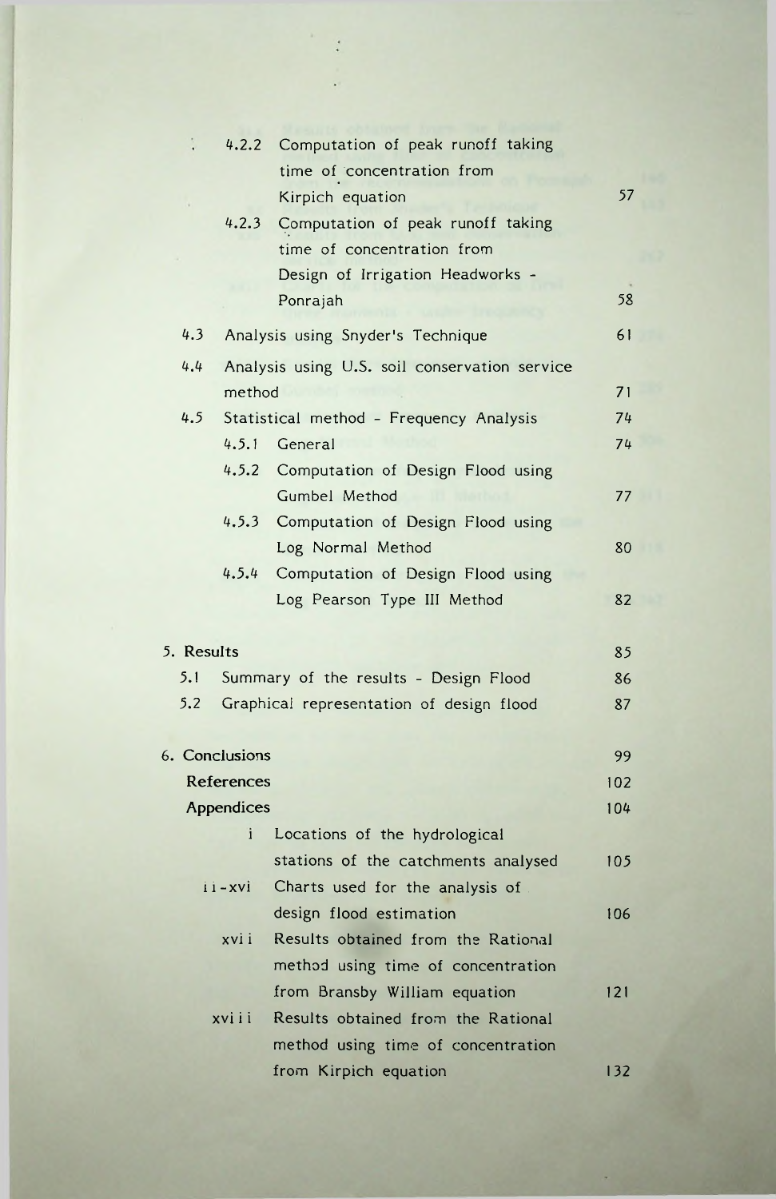| | | |
|---|---|---|
| 4.2.2 | Computation of peak runoff taking time of concentration from Kirpich equation | 57 |
| 4.2.3 | Computation of peak runoff taking time of concentration from Design of Irrigation Headworks - Ponrajah | 58 |
| 4.3 | Analysis using Snyder's Technique | 61 |
| 4.4 | Analysis using U.S. soil conservation service method | 71 |
| 4.5 | Statistical method - Frequency Analysis | 74 |
| 4.5.1 | General | 74 |
| 4.5.2 | Computation of Design Flood using Gumbel Method | 77 |
| 4.5.3 | Computation of Design Flood using Log Normal Method | 80 |
| 4.5.4 | Computation of Design Flood using Log Pearson Type III Method | 82 |
| **5. Results** | | 85 |
| 5.1 | Summary of the results - Design Flood | 86 |
| 5.2 | Graphical representation of design flood | 87 |
| **6. Conclusions** | | 99 |
| **References** | | 102 |
| **Appendices** | | 104 |
| i | Locations of the hydrological stations of the catchments analysed | 105 |
| ii-xvi | Charts used for the analysis of design flood estimation | 106 |
| xvii | Results obtained from the Rational method using time of concentration from Bransby William equation | 121 |
| xviii | Results obtained from the Rational method using time of concentration from Kirpich equation | 132 |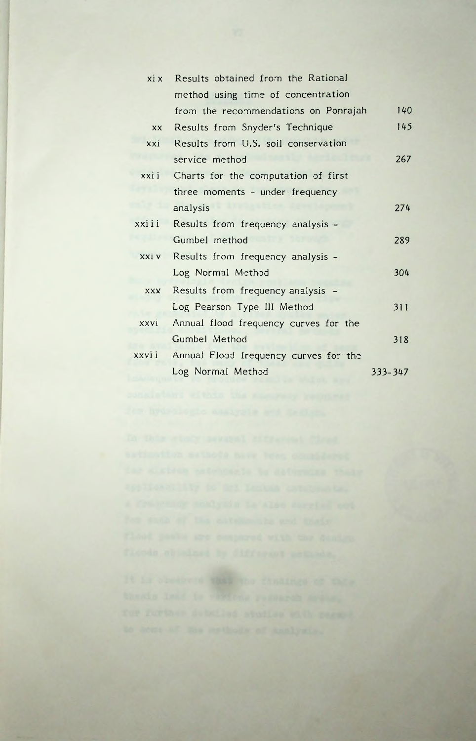| | | |
|---|---|---|
| xix | Results obtained from the Rational method using time of concentration from the recommendations on Ponrajah | 140 |
| xx | Results from Snyder's Technique | 145 |
| xxi | Results from U.S. soil conservation service method | 267 |
| xxii | Charts for the computation of first three moments - under frequency analysis | 274 |
| xxiii | Results from frequency analysis - Gumbel method | 289 |
| xxiv | Results from frequency analysis - Log Normal Method | 304 |
| xxv | Results from frequency analysis - Log Pearson Type III Method | 311 |
| xxvi | Annual flood frequency curves for the Gumbel Method | 318 |
| xxvii | Annual Flood frequency curves for the Log Normal Method | 333-347 |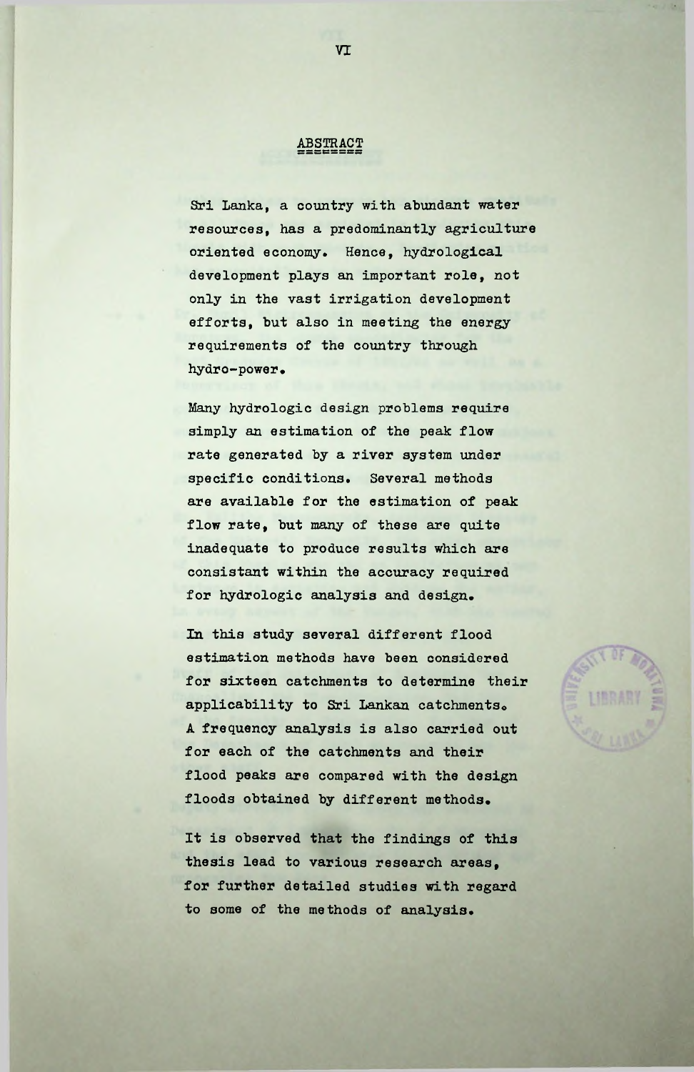# ABSTRACT

Sri Lanka, a country with abundant water resources, has a predominantly agriculture oriented economy. Hence, hydrological development plays an important role, not only in the vast irrigation development efforts, but also in meeting the energy requirements of the country through hydro-power.

Many hydrologic design problems require simply an estimation of the peak flow rate generated by a river system under specific conditions. Several methods are available for the estimation of peak flow rate, but many of these are quite inadequate to produce results which are consistant within the accuracy required for hydrologic analysis and design.

In this study several different flood estimation methods have been considered for sixteen catchments to determine their applicability to Sri Lankan catchments. A frequency analysis is also carried out for each of the catchments and their flood peaks are compared with the design floods obtained by different methods.

It is observed that the findings of this thesis lead to various research areas, for further detailed studies with regard to some of the methods of analysis.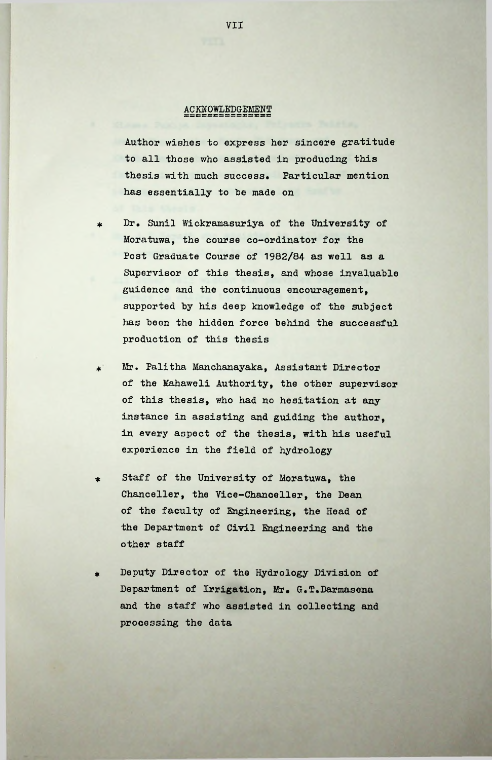## ACKNOWLEDGEMENT

Author wishes to express her sincere gratitude to all those who assisted in producing this thesis with much success. Particular mention has essentially to be made on

* Dr. Sunil Wickramasuriya of the University of Moratuwa, the course co-ordinator for the Post Graduate Course of 1982/84 as well as a Supervisor of this thesis, and whose invaluable guidence and the continuous encouragement, supported by his deep knowledge of the subject has been the hidden force behind the successful production of this thesis

* Mr. Palitha Manchanayaka, Assistant Director of the Mahaweli Authority, the other supervisor of this thesis, who had no hesitation at any instance in assisting and guiding the author, in every aspect of the thesis, with his useful experience in the field of hydrology

* Staff of the University of Moratuwa, the Chanceller, the Vice-Chanceller, the Dean of the faculty of Engineering, the Head of the Department of Civil Engineering and the other staff

* Deputy Director of the Hydrology Division of Department of Irrigation, Mr. G.T.Darmasena and the staff who assisted in collecting and processing the data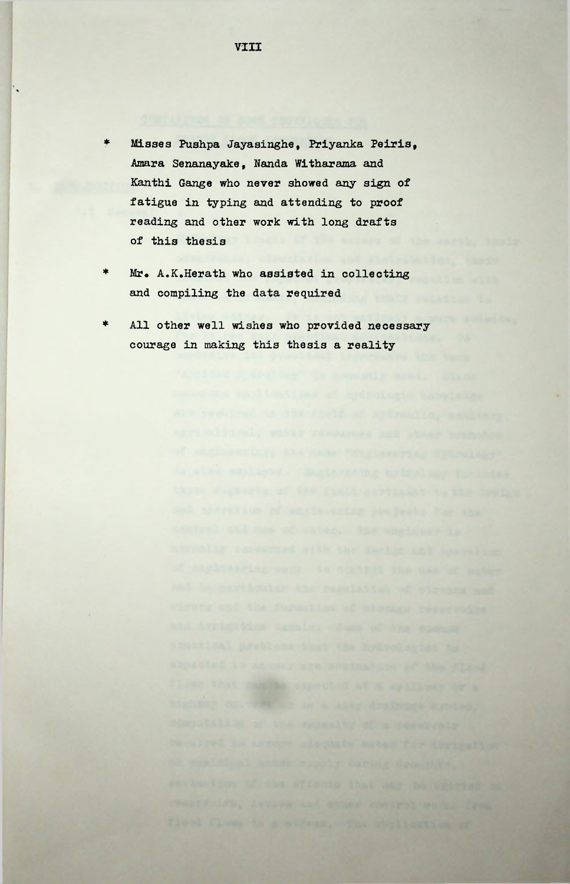* Misses Pushpa Jayasinghe, Priyanka Peiris, Amara Senanayake, Nanda Witharama and Kanthi Gange who never showed any sign of fatigue in typing and attending to proof reading and other work with long drafts of this thesis

* Mr. A.K.Herath who assisted in collecting and compiling the data required

* All other well wishes who provided necessary courage in making this thesis a reality